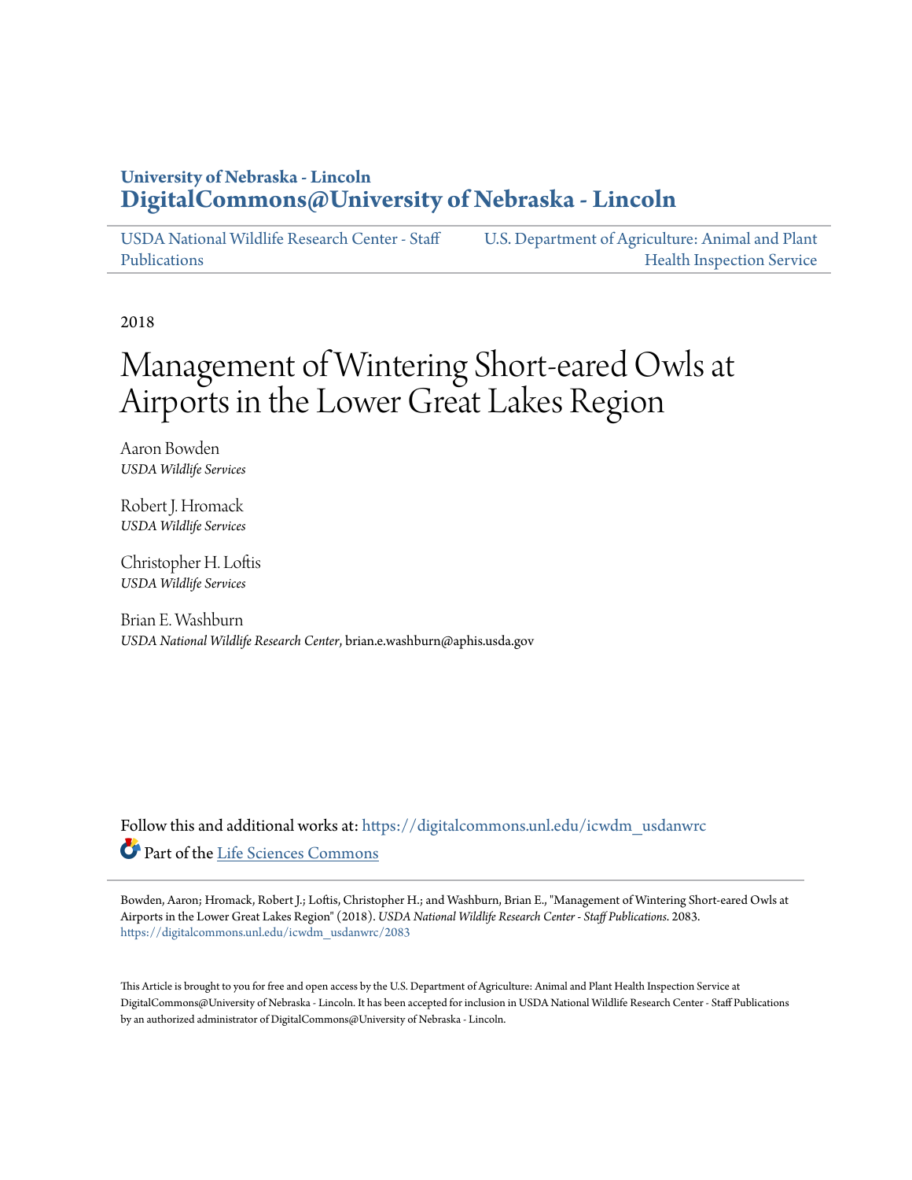# University of Nebraska - Lincoln
## DigitalCommons@University of Nebraska - Lincoln

USDA National Wildlife Research Center - Staff Publications

U.S. Department of Agriculture: Animal and Plant Health Inspection Service

2018

# Management of Wintering Short-eared Owls at Airports in the Lower Great Lakes Region

Aaron Bowden
*USDA Wildlife Services*

Robert J. Hromack
*USDA Wildlife Services*

Christopher H. Loftis
*USDA Wildlife Services*

Brian E. Washburn
*USDA National Wildlife Research Center*, brian.e.washburn@aphis.usda.gov

Follow this and additional works at: https://digitalcommons.unl.edu/icwdm_usdanwrc

Part of the Life Sciences Commons

Bowden, Aaron; Hromack, Robert J.; Loftis, Christopher H.; and Washburn, Brian E., "Management of Wintering Short-eared Owls at Airports in the Lower Great Lakes Region" (2018). *USDA National Wildlife Research Center - Staff Publications*. 2083.
https://digitalcommons.unl.edu/icwdm_usdanwrc/2083

This Article is brought to you for free and open access by the U.S. Department of Agriculture: Animal and Plant Health Inspection Service at DigitalCommons@University of Nebraska - Lincoln. It has been accepted for inclusion in USDA National Wildlife Research Center - Staff Publications by an authorized administrator of DigitalCommons@University of Nebraska - Lincoln.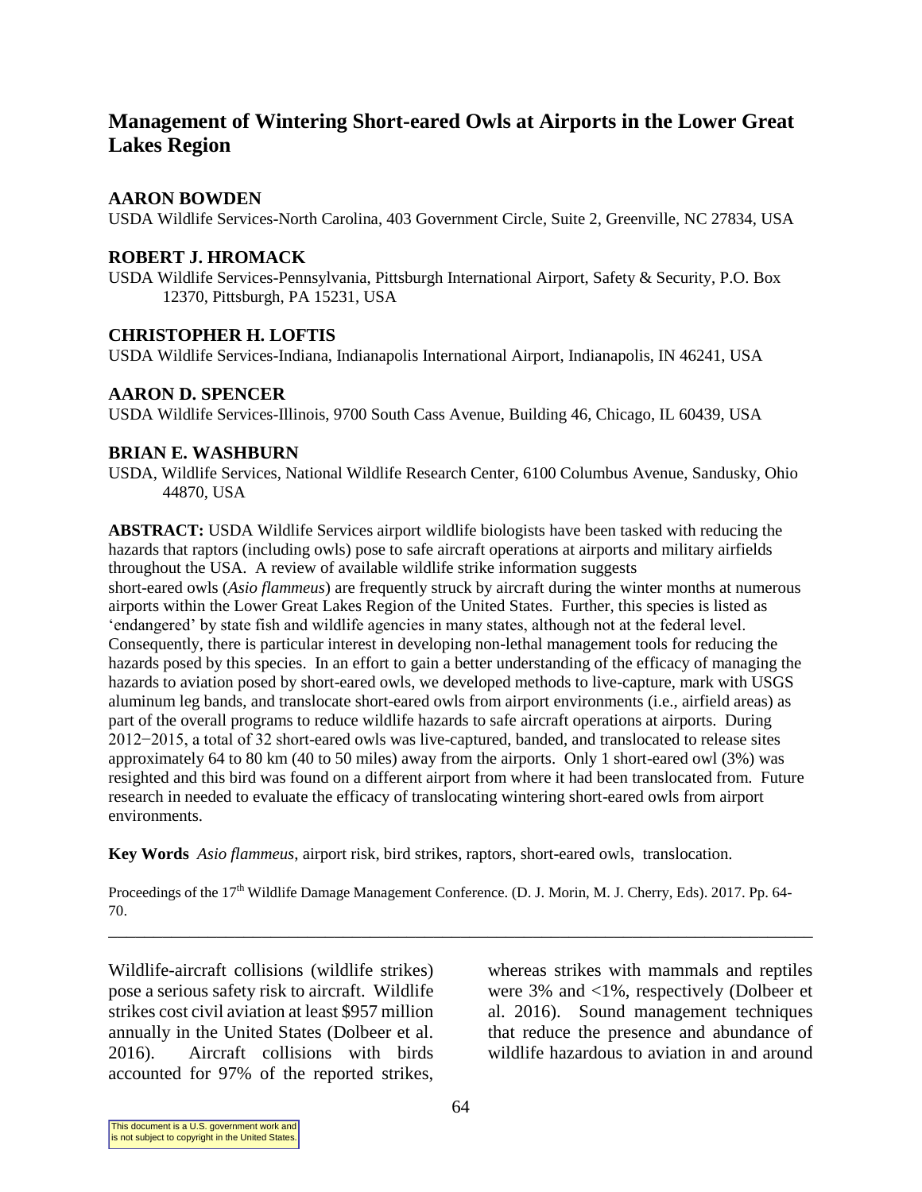# Management of Wintering Short-eared Owls at Airports in the Lower Great Lakes Region

**AARON BOWDEN**
USDA Wildlife Services-North Carolina, 403 Government Circle, Suite 2, Greenville, NC 27834, USA

**ROBERT J. HROMACK**
USDA Wildlife Services-Pennsylvania, Pittsburgh International Airport, Safety & Security, P.O. Box 12370, Pittsburgh, PA 15231, USA

**CHRISTOPHER H. LOFTIS**
USDA Wildlife Services-Indiana, Indianapolis International Airport, Indianapolis, IN 46241, USA

**AARON D. SPENCER**
USDA Wildlife Services-Illinois, 9700 South Cass Avenue, Building 46, Chicago, IL 60439, USA

**BRIAN E. WASHBURN**
USDA, Wildlife Services, National Wildlife Research Center, 6100 Columbus Avenue, Sandusky, Ohio 44870, USA

**ABSTRACT:** USDA Wildlife Services airport wildlife biologists have been tasked with reducing the hazards that raptors (including owls) pose to safe aircraft operations at airports and military airfields throughout the USA. A review of available wildlife strike information suggests short-eared owls (*Asio flammeus*) are frequently struck by aircraft during the winter months at numerous airports within the Lower Great Lakes Region of the United States. Further, this species is listed as 'endangered' by state fish and wildlife agencies in many states, although not at the federal level. Consequently, there is particular interest in developing non-lethal management tools for reducing the hazards posed by this species. In an effort to gain a better understanding of the efficacy of managing the hazards to aviation posed by short-eared owls, we developed methods to live-capture, mark with USGS aluminum leg bands, and translocate short-eared owls from airport environments (i.e., airfield areas) as part of the overall programs to reduce wildlife hazards to safe aircraft operations at airports. During 2012−2015, a total of 32 short-eared owls was live-captured, banded, and translocated to release sites approximately 64 to 80 km (40 to 50 miles) away from the airports. Only 1 short-eared owl (3%) was resighted and this bird was found on a different airport from where it had been translocated from. Future research in needed to evaluate the efficacy of translocating wintering short-eared owls from airport environments.

**Key Words** *Asio flammeus*, airport risk, bird strikes, raptors, short-eared owls, translocation.

Proceedings of the 17th Wildlife Damage Management Conference. (D. J. Morin, M. J. Cherry, Eds). 2017. Pp. 64-70.

---

Wildlife-aircraft collisions (wildlife strikes) pose a serious safety risk to aircraft. Wildlife strikes cost civil aviation at least $957 million annually in the United States (Dolbeer et al. 2016). Aircraft collisions with birds accounted for 97% of the reported strikes, whereas strikes with mammals and reptiles were 3% and <1%, respectively (Dolbeer et al. 2016). Sound management techniques that reduce the presence and abundance of wildlife hazardous to aviation in and around

This document is a U.S. government work and is not subject to copyright in the United States.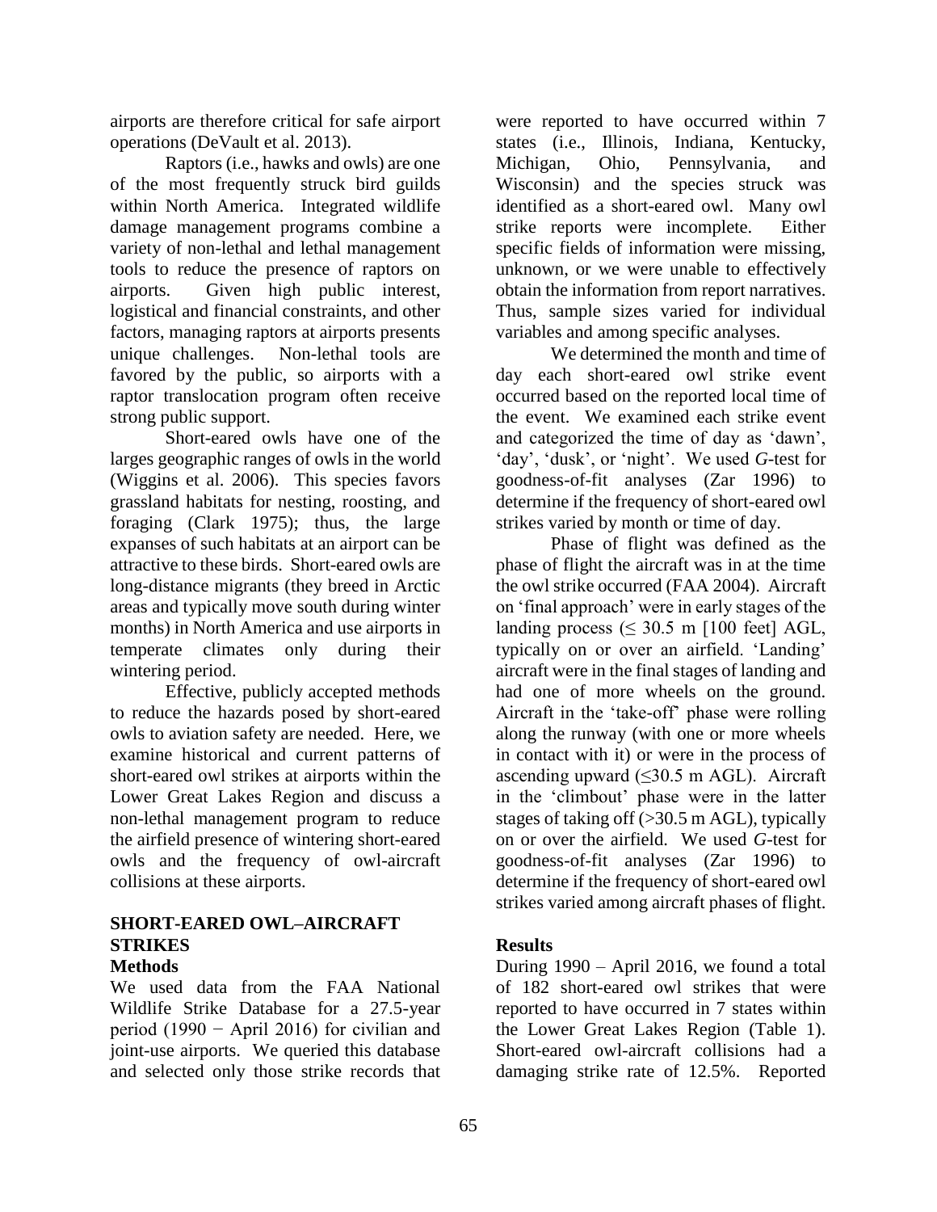airports are therefore critical for safe airport operations (DeVault et al. 2013).

Raptors (i.e., hawks and owls) are one of the most frequently struck bird guilds within North America. Integrated wildlife damage management programs combine a variety of non-lethal and lethal management tools to reduce the presence of raptors on airports. Given high public interest, logistical and financial constraints, and other factors, managing raptors at airports presents unique challenges. Non-lethal tools are favored by the public, so airports with a raptor translocation program often receive strong public support.

Short-eared owls have one of the larges geographic ranges of owls in the world (Wiggins et al. 2006). This species favors grassland habitats for nesting, roosting, and foraging (Clark 1975); thus, the large expanses of such habitats at an airport can be attractive to these birds. Short-eared owls are long-distance migrants (they breed in Arctic areas and typically move south during winter months) in North America and use airports in temperate climates only during their wintering period.

Effective, publicly accepted methods to reduce the hazards posed by short-eared owls to aviation safety are needed. Here, we examine historical and current patterns of short-eared owl strikes at airports within the Lower Great Lakes Region and discuss a non-lethal management program to reduce the airfield presence of wintering short-eared owls and the frequency of owl-aircraft collisions at these airports.

## SHORT-EARED OWL–AIRCRAFT STRIKES

### Methods

We used data from the FAA National Wildlife Strike Database for a 27.5-year period (1990 − April 2016) for civilian and joint-use airports. We queried this database and selected only those strike records that were reported to have occurred within 7 states (i.e., Illinois, Indiana, Kentucky, Michigan, Ohio, Pennsylvania, and Wisconsin) and the species struck was identified as a short-eared owl. Many owl strike reports were incomplete. Either specific fields of information were missing, unknown, or we were unable to effectively obtain the information from report narratives. Thus, sample sizes varied for individual variables and among specific analyses.

We determined the month and time of day each short-eared owl strike event occurred based on the reported local time of the event. We examined each strike event and categorized the time of day as 'dawn', 'day', 'dusk', or 'night'. We used *G*-test for goodness-of-fit analyses (Zar 1996) to determine if the frequency of short-eared owl strikes varied by month or time of day.

Phase of flight was defined as the phase of flight the aircraft was in at the time the owl strike occurred (FAA 2004). Aircraft on 'final approach' were in early stages of the landing process ($\leq$ 30.5 m [100 feet] AGL, typically on or over an airfield. 'Landing' aircraft were in the final stages of landing and had one of more wheels on the ground. Aircraft in the 'take-off' phase were rolling along the runway (with one or more wheels in contact with it) or were in the process of ascending upward ($\leq$30.5 m AGL). Aircraft in the 'climbout' phase were in the latter stages of taking off (>30.5 m AGL), typically on or over the airfield. We used *G*-test for goodness-of-fit analyses (Zar 1996) to determine if the frequency of short-eared owl strikes varied among aircraft phases of flight.

### Results

During 1990 – April 2016, we found a total of 182 short-eared owl strikes that were reported to have occurred in 7 states within the Lower Great Lakes Region (Table 1). Short-eared owl-aircraft collisions had a damaging strike rate of 12.5%. Reported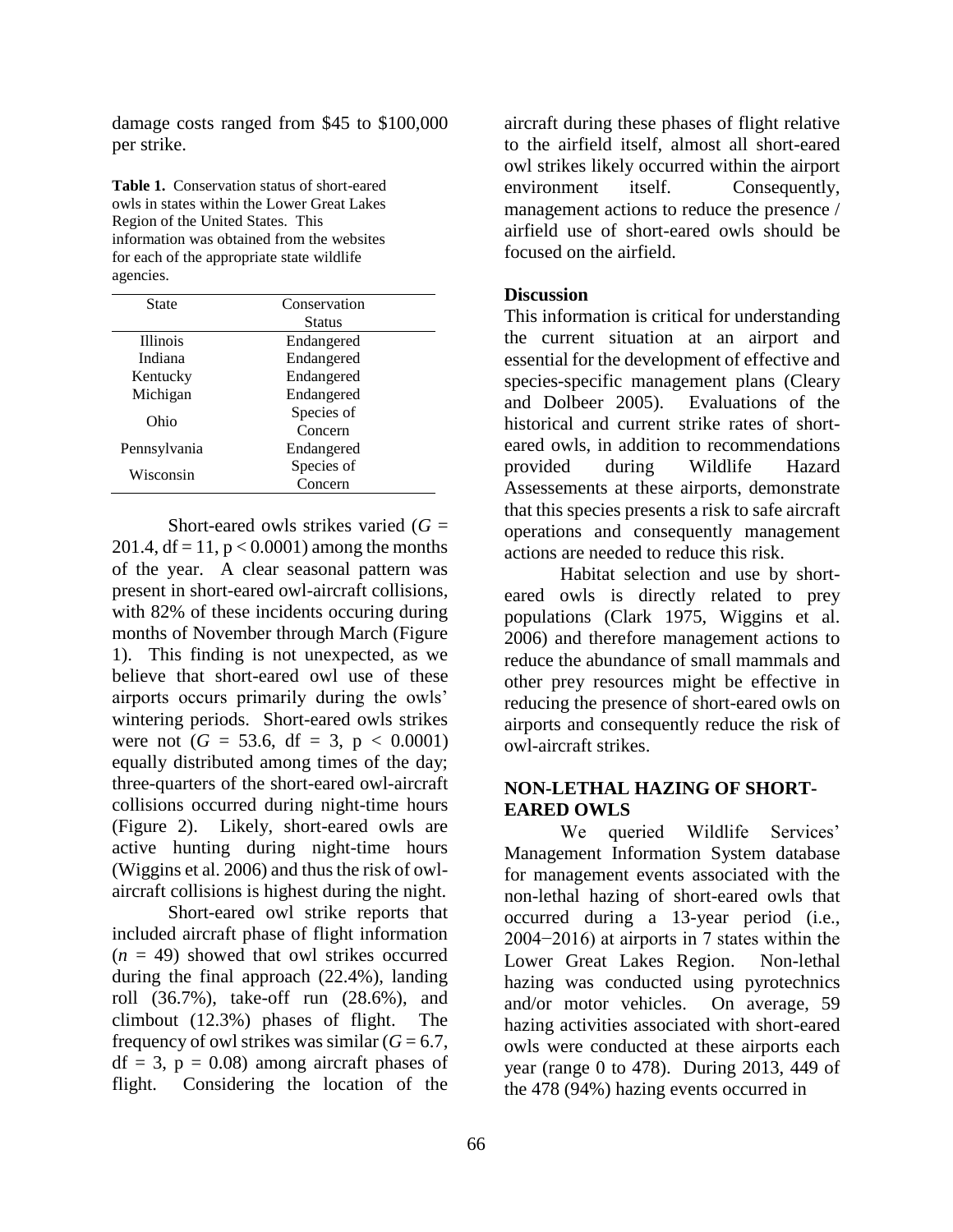damage costs ranged from \$45 to \$100,000 per strike.

**Table 1.** Conservation status of short-eared owls in states within the Lower Great Lakes Region of the United States. This information was obtained from the websites for each of the appropriate state wildlife agencies.

| State | Conservation Status |
|---|---|
| Illinois | Endangered |
| Indiana | Endangered |
| Kentucky | Endangered |
| Michigan | Endangered |
| Ohio | Species of Concern |
| Pennsylvania | Endangered |
| Wisconsin | Species of Concern |

Short-eared owls strikes varied ($G$ = 201.4, df = 11, $p < 0.0001$) among the months of the year. A clear seasonal pattern was present in short-eared owl-aircraft collisions, with 82% of these incidents occuring during months of November through March (Figure 1). This finding is not unexpected, as we believe that short-eared owl use of these airports occurs primarily during the owls' wintering periods. Short-eared owls strikes were not ($G$ = 53.6, df = 3, $p < 0.0001$) equally distributed among times of the day; three-quarters of the short-eared owl-aircraft collisions occurred during night-time hours (Figure 2). Likely, short-eared owls are active hunting during night-time hours (Wiggins et al. 2006) and thus the risk of owl-aircraft collisions is highest during the night.

Short-eared owl strike reports that included aircraft phase of flight information ($n$ = 49) showed that owl strikes occurred during the final approach (22.4%), landing roll (36.7%), take-off run (28.6%), and climbout (12.3%) phases of flight. The frequency of owl strikes was similar ($G$ = 6.7, df = 3, $p$ = 0.08) among aircraft phases of flight. Considering the location of the aircraft during these phases of flight relative to the airfield itself, almost all short-eared owl strikes likely occurred within the airport environment itself. Consequently, management actions to reduce the presence / airfield use of short-eared owls should be focused on the airfield.

### Discussion

This information is critical for understanding the current situation at an airport and essential for the development of effective and species-specific management plans (Cleary and Dolbeer 2005). Evaluations of the historical and current strike rates of short-eared owls, in addition to recommendations provided during Wildlife Hazard Assessements at these airports, demonstrate that this species presents a risk to safe aircraft operations and consequently management actions are needed to reduce this risk.

Habitat selection and use by short-eared owls is directly related to prey populations (Clark 1975, Wiggins et al. 2006) and therefore management actions to reduce the abundance of small mammals and other prey resources might be effective in reducing the presence of short-eared owls on airports and consequently reduce the risk of owl-aircraft strikes.

## NON-LETHAL HAZING OF SHORT-EARED OWLS

We queried Wildlife Services' Management Information System database for management events associated with the non-lethal hazing of short-eared owls that occurred during a 13-year period (i.e., 2004−2016) at airports in 7 states within the Lower Great Lakes Region. Non-lethal hazing was conducted using pyrotechnics and/or motor vehicles. On average, 59 hazing activities associated with short-eared owls were conducted at these airports each year (range 0 to 478). During 2013, 449 of the 478 (94%) hazing events occurred in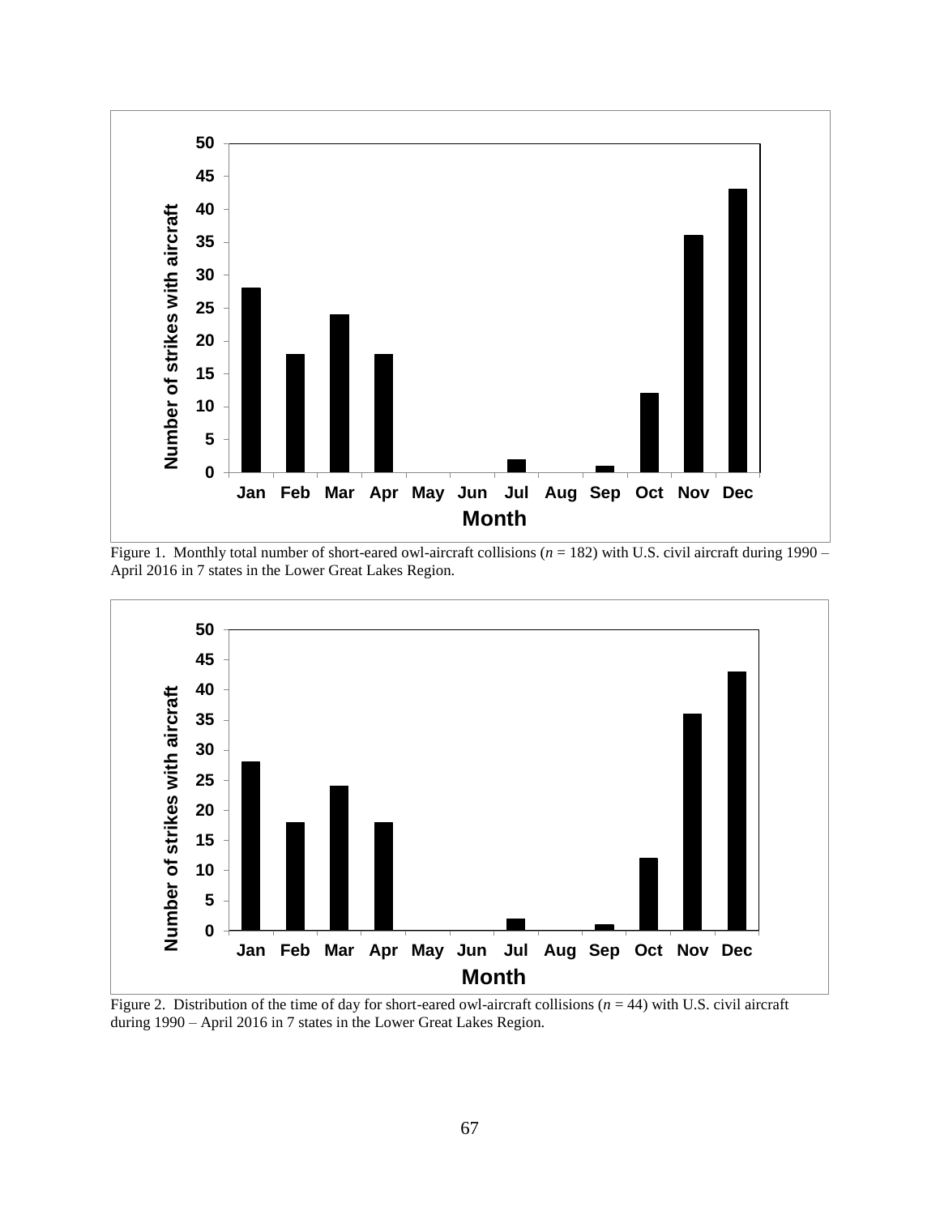Figure 1. Monthly total number of short-eared owl-aircraft collisions ($n$ = 182) with U.S. civil aircraft during 1990 – April 2016 in 7 states in the Lower Great Lakes Region.

Figure 2. Distribution of the time of day for short-eared owl-aircraft collisions ($n$ = 44) with U.S. civil aircraft during 1990 – April 2016 in 7 states in the Lower Great Lakes Region.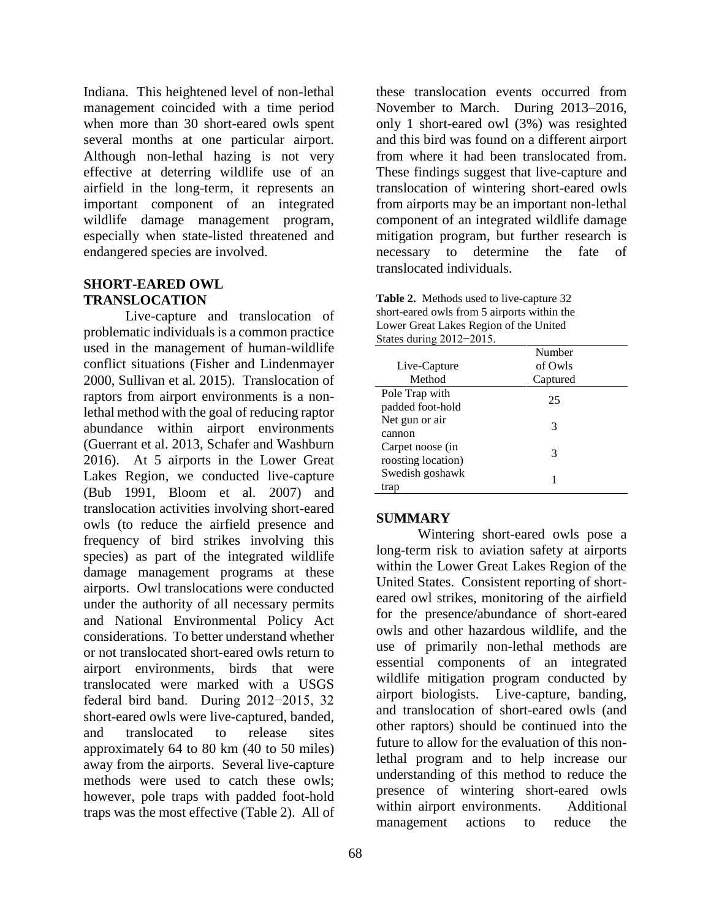Indiana. This heightened level of non-lethal management coincided with a time period when more than 30 short-eared owls spent several months at one particular airport. Although non-lethal hazing is not very effective at deterring wildlife use of an airfield in the long-term, it represents an important component of an integrated wildlife damage management program, especially when state-listed threatened and endangered species are involved.

## SHORT-EARED OWL TRANSLOCATION

Live-capture and translocation of problematic individuals is a common practice used in the management of human-wildlife conflict situations (Fisher and Lindenmayer 2000, Sullivan et al. 2015). Translocation of raptors from airport environments is a non-lethal method with the goal of reducing raptor abundance within airport environments (Guerrant et al. 2013, Schafer and Washburn 2016). At 5 airports in the Lower Great Lakes Region, we conducted live-capture (Bub 1991, Bloom et al. 2007) and translocation activities involving short-eared owls (to reduce the airfield presence and frequency of bird strikes involving this species) as part of the integrated wildlife damage management programs at these airports. Owl translocations were conducted under the authority of all necessary permits and National Environmental Policy Act considerations. To better understand whether or not translocated short-eared owls return to airport environments, birds that were translocated were marked with a USGS federal bird band. During 2012−2015, 32 short-eared owls were live-captured, banded, and translocated to release sites approximately 64 to 80 km (40 to 50 miles) away from the airports. Several live-capture methods were used to catch these owls; however, pole traps with padded foot-hold traps was the most effective (Table 2). All of these translocation events occurred from November to March. During 2013–2016, only 1 short-eared owl (3%) was resighted and this bird was found on a different airport from where it had been translocated from. These findings suggest that live-capture and translocation of wintering short-eared owls from airports may be an important non-lethal component of an integrated wildlife damage mitigation program, but further research is necessary to determine the fate of translocated individuals.

**Table 2.** Methods used to live-capture 32 short-eared owls from 5 airports within the Lower Great Lakes Region of the United States during 2012−2015.

| Live-Capture Method | Number of Owls Captured |
|---|---|
| Pole Trap with padded foot-hold | 25 |
| Net gun or air cannon | 3 |
| Carpet noose (in roosting location) | 3 |
| Swedish goshawk trap | 1 |

## SUMMARY

Wintering short-eared owls pose a long-term risk to aviation safety at airports within the Lower Great Lakes Region of the United States. Consistent reporting of short-eared owl strikes, monitoring of the airfield for the presence/abundance of short-eared owls and other hazardous wildlife, and the use of primarily non-lethal methods are essential components of an integrated wildlife mitigation program conducted by airport biologists. Live-capture, banding, and translocation of short-eared owls (and other raptors) should be continued into the future to allow for the evaluation of this non-lethal program and to help increase our understanding of this method to reduce the presence of wintering short-eared owls within airport environments. Additional management actions to reduce the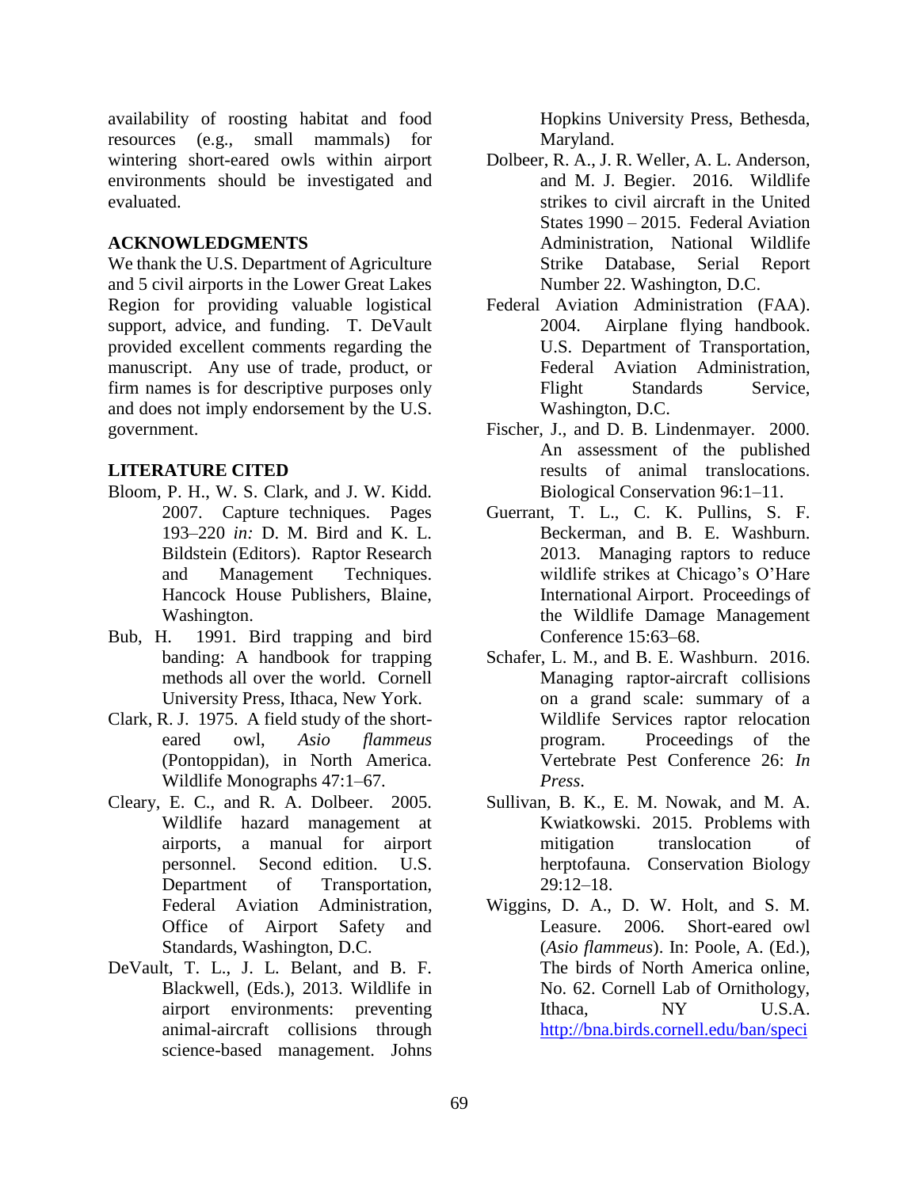availability of roosting habitat and food resources (e.g., small mammals) for wintering short-eared owls within airport environments should be investigated and evaluated.

## ACKNOWLEDGMENTS

We thank the U.S. Department of Agriculture and 5 civil airports in the Lower Great Lakes Region for providing valuable logistical support, advice, and funding. T. DeVault provided excellent comments regarding the manuscript. Any use of trade, product, or firm names is for descriptive purposes only and does not imply endorsement by the U.S. government.

## LITERATURE CITED

Bloom, P. H., W. S. Clark, and J. W. Kidd. 2007. Capture techniques. Pages 193–220 *in:* D. M. Bird and K. L. Bildstein (Editors). Raptor Research and Management Techniques. Hancock House Publishers, Blaine, Washington.

Bub, H. 1991. Bird trapping and bird banding: A handbook for trapping methods all over the world. Cornell University Press, Ithaca, New York.

Clark, R. J. 1975. A field study of the short-eared owl, *Asio flammeus* (Pontoppidan), in North America. Wildlife Monographs 47:1–67.

Cleary, E. C., and R. A. Dolbeer. 2005. Wildlife hazard management at airports, a manual for airport personnel. Second edition. U.S. Department of Transportation, Federal Aviation Administration, Office of Airport Safety and Standards, Washington, D.C.

DeVault, T. L., J. L. Belant, and B. F. Blackwell, (Eds.), 2013. Wildlife in airport environments: preventing animal-aircraft collisions through science-based management. Johns Hopkins University Press, Bethesda, Maryland.

Dolbeer, R. A., J. R. Weller, A. L. Anderson, and M. J. Begier. 2016. Wildlife strikes to civil aircraft in the United States 1990 – 2015. Federal Aviation Administration, National Wildlife Strike Database, Serial Report Number 22. Washington, D.C.

Federal Aviation Administration (FAA). 2004. Airplane flying handbook. U.S. Department of Transportation, Federal Aviation Administration, Flight Standards Service, Washington, D.C.

Fischer, J., and D. B. Lindenmayer. 2000. An assessment of the published results of animal translocations. Biological Conservation 96:1–11.

Guerrant, T. L., C. K. Pullins, S. F. Beckerman, and B. E. Washburn. 2013. Managing raptors to reduce wildlife strikes at Chicago's O'Hare International Airport. Proceedings of the Wildlife Damage Management Conference 15:63–68.

Schafer, L. M., and B. E. Washburn. 2016. Managing raptor-aircraft collisions on a grand scale: summary of a Wildlife Services raptor relocation program. Proceedings of the Vertebrate Pest Conference 26: *In Press*.

Sullivan, B. K., E. M. Nowak, and M. A. Kwiatkowski. 2015. Problems with mitigation translocation of herptofauna. Conservation Biology 29:12–18.

Wiggins, D. A., D. W. Holt, and S. M. Leasure. 2006. Short-eared owl (*Asio flammeus*). In: Poole, A. (Ed.), The birds of North America online, No. 62. Cornell Lab of Ornithology, Ithaca, NY U.S.A. http://bna.birds.cornell.edu/ban/speci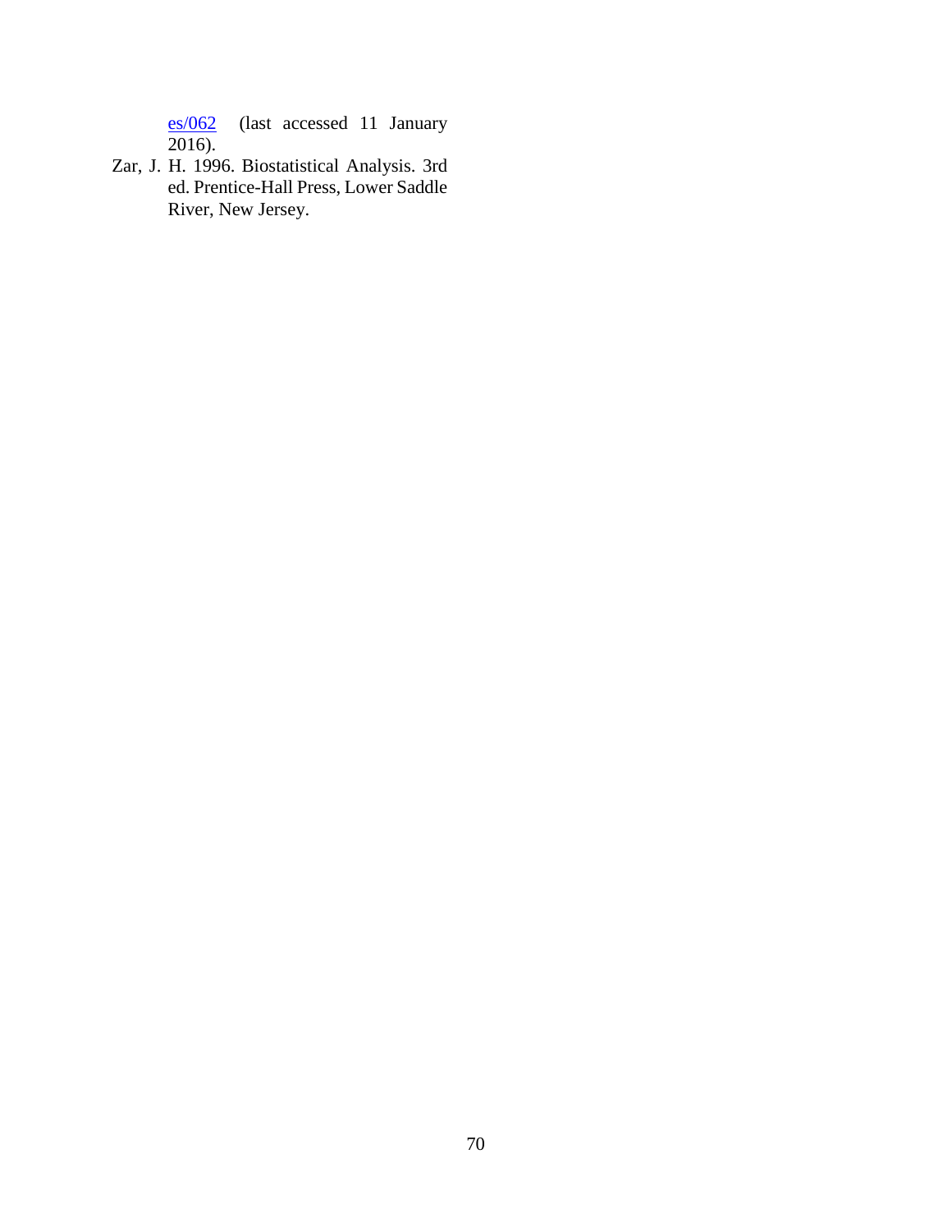es/062 (last accessed 11 January 2016).

Zar, J. H. 1996. Biostatistical Analysis. 3rd ed. Prentice-Hall Press, Lower Saddle River, New Jersey.